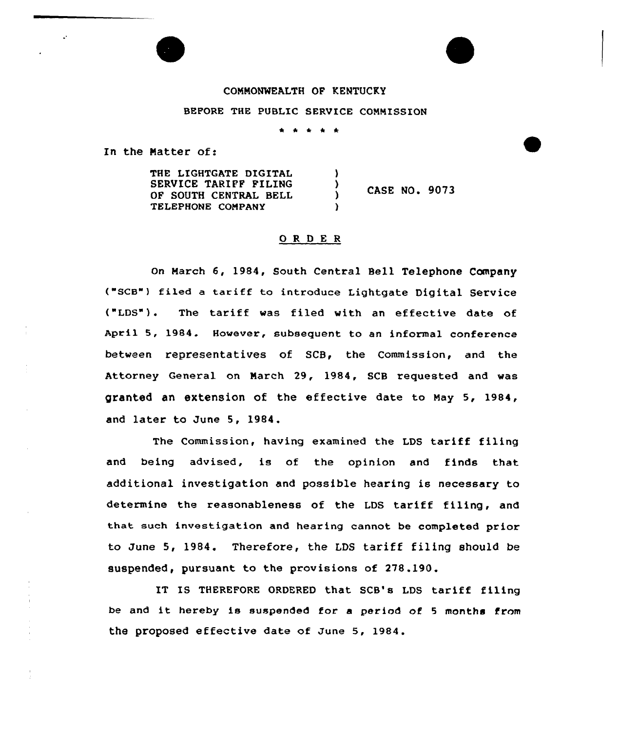COMMONWEALTH OF KENTUCKY

BEFORE THE PUBLIC SERVICE COMMISSION

\* \* \* \* \*

In the Matter of:

| | | |
|---|---|---|
| THE LIGHTGATE DIGITAL SERVICE TARIFF FILING OF SOUTH CENTRAL BELL TELEPHONE COMPANY | ) ) ) ) | CASE NO. 9073 |

## O R D E R

On March 6, 1984, South Central Bell Telephone Company ("SCB") filed a tariff to introduce Lightgate Digital Service ("LDS"). The tariff was filed with an effective date of April 5, 1984. However, subsequent to an informal conference between representatives of SCB, the Commission, and the Attorney General on March 29, 1984, SCB requested and was granted an extension of the effective date to May 5, 1984, and later to June 5, 1984.

The Commission, having examined the LDS tariff filing and being advised, is of the opinion and finds that additional investigation and possible hearing is necessary to determine the reasonableness of the LDS tariff filing, and that such investigation and hearing cannot be completed prior to June 5, 1984. Therefore, the LDS tariff filing should be suspended, pursuant to the provisions of 278.190.

IT IS THEREFORE ORDERED that SCB's LDS tariff filing be and it hereby is suspended for a period of 5 months from the proposed effective date of June 5, 1984.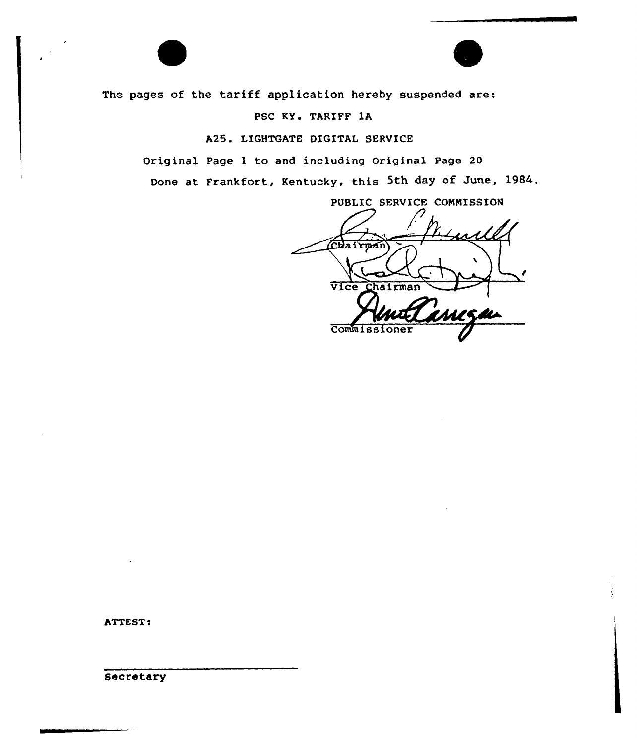The pages of the tariff application hereby suspended are:

PSC KY. TARIFF 1A

A25. LIGHTGATE DIGITAL SERVICE

Original Page 1 to and including Original Page 20

Done at Frankfort, Kentucky, this 5th day of June, 1984.

PUBLIC SERVICE COMMISSION

Chairman

Vice Chairman

Commissioner

ATTEST:

Secretary